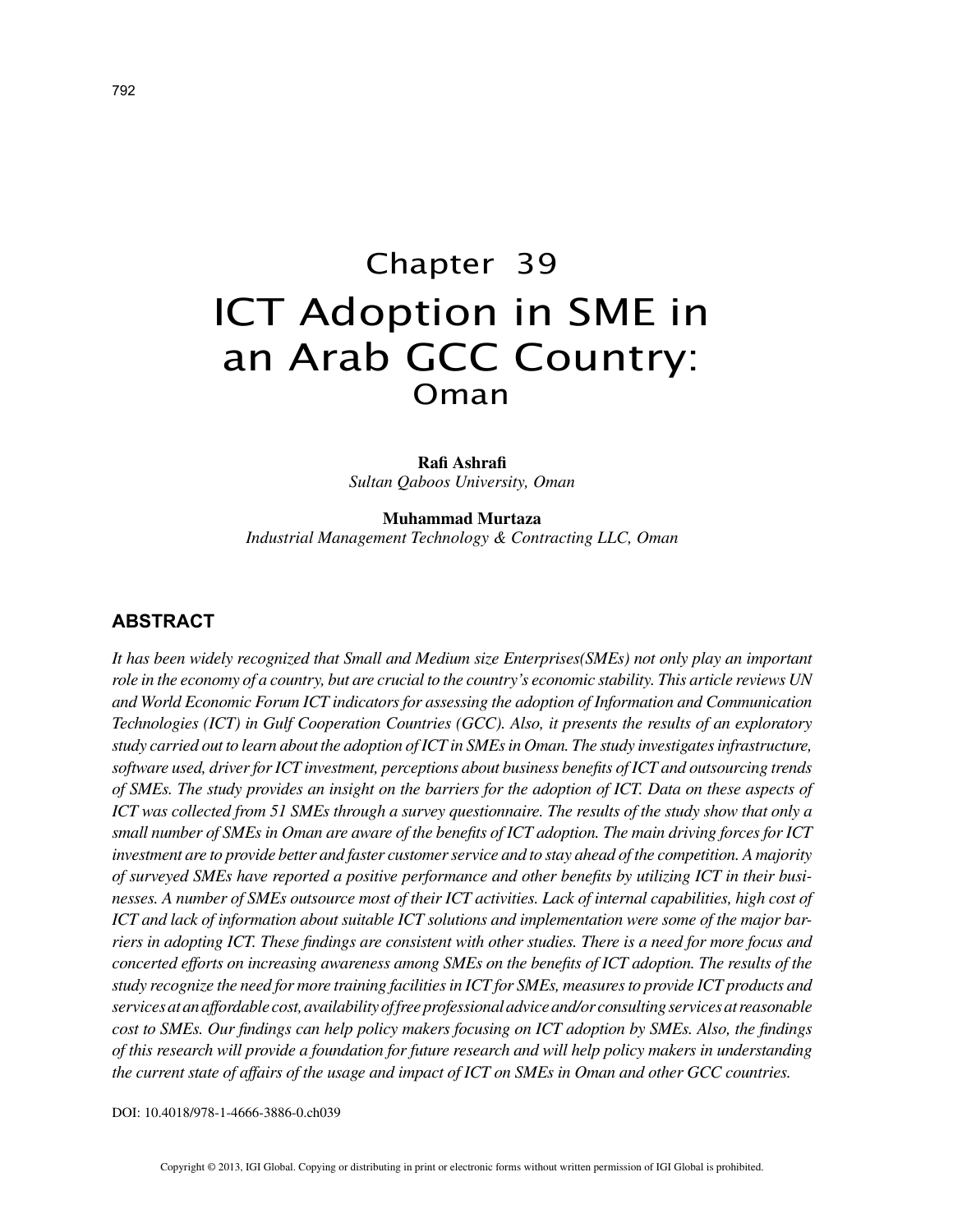# Chapter 39

# ICT Adoption in SME in an Arab GCC Country: Oman

**Rafi Ashrafi**
*Sultan Qaboos University, Oman*

**Muhammad Murtaza**
*Industrial Management Technology & Contracting LLC, Oman*

## ABSTRACT

*It has been widely recognized that Small and Medium size Enterprises(SMEs) not only play an important role in the economy of a country, but are crucial to the country's economic stability. This article reviews UN and World Economic Forum ICT indicators for assessing the adoption of Information and Communication Technologies (ICT) in Gulf Cooperation Countries (GCC). Also, it presents the results of an exploratory study carried out to learn about the adoption of ICT in SMEs in Oman. The study investigates infrastructure, software used, driver for ICT investment, perceptions about business benefits of ICT and outsourcing trends of SMEs. The study provides an insight on the barriers for the adoption of ICT. Data on these aspects of ICT was collected from 51 SMEs through a survey questionnaire. The results of the study show that only a small number of SMEs in Oman are aware of the benefits of ICT adoption. The main driving forces for ICT investment are to provide better and faster customer service and to stay ahead of the competition. A majority of surveyed SMEs have reported a positive performance and other benefits by utilizing ICT in their businesses. A number of SMEs outsource most of their ICT activities. Lack of internal capabilities, high cost of ICT and lack of information about suitable ICT solutions and implementation were some of the major barriers in adopting ICT. These findings are consistent with other studies. There is a need for more focus and concerted efforts on increasing awareness among SMEs on the benefits of ICT adoption. The results of the study recognize the need for more training facilities in ICT for SMEs, measures to provide ICT products and services at an affordable cost, availability of free professional advice and/or consulting services at reasonable cost to SMEs. Our findings can help policy makers focusing on ICT adoption by SMEs. Also, the findings of this research will provide a foundation for future research and will help policy makers in understanding the current state of affairs of the usage and impact of ICT on SMEs in Oman and other GCC countries.*

DOI: 10.4018/978-1-4666-3886-0.ch039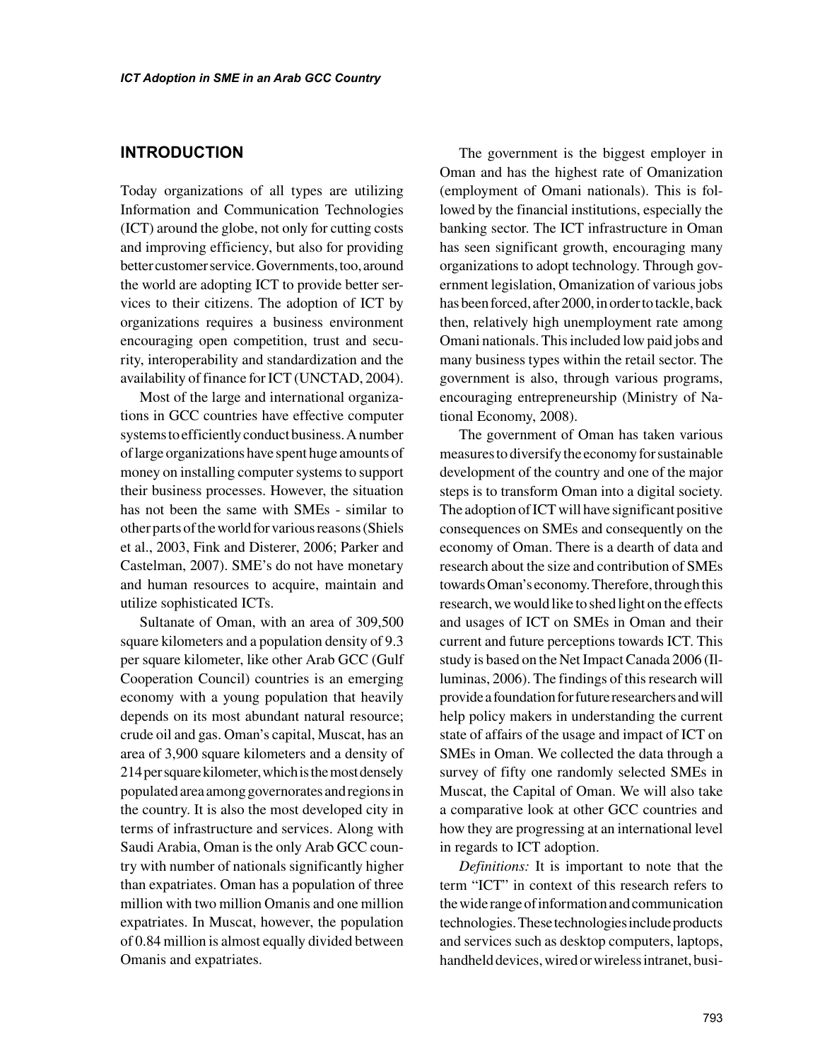## INTRODUCTION

Today organizations of all types are utilizing Information and Communication Technologies (ICT) around the globe, not only for cutting costs and improving efficiency, but also for providing better customer service. Governments, too, around the world are adopting ICT to provide better services to their citizens. The adoption of ICT by organizations requires a business environment encouraging open competition, trust and security, interoperability and standardization and the availability of finance for ICT (UNCTAD, 2004).

Most of the large and international organizations in GCC countries have effective computer systems to efficiently conduct business. A number of large organizations have spent huge amounts of money on installing computer systems to support their business processes. However, the situation has not been the same with SMEs - similar to other parts of the world for various reasons (Shiels et al., 2003, Fink and Disterer, 2006; Parker and Castelman, 2007). SME's do not have monetary and human resources to acquire, maintain and utilize sophisticated ICTs.

Sultanate of Oman, with an area of 309,500 square kilometers and a population density of 9.3 per square kilometer, like other Arab GCC (Gulf Cooperation Council) countries is an emerging economy with a young population that heavily depends on its most abundant natural resource; crude oil and gas. Oman's capital, Muscat, has an area of 3,900 square kilometers and a density of 214 per square kilometer, which is the most densely populated area among governorates and regions in the country. It is also the most developed city in terms of infrastructure and services. Along with Saudi Arabia, Oman is the only Arab GCC country with number of nationals significantly higher than expatriates. Oman has a population of three million with two million Omanis and one million expatriates. In Muscat, however, the population of 0.84 million is almost equally divided between Omanis and expatriates.

The government is the biggest employer in Oman and has the highest rate of Omanization (employment of Omani nationals). This is followed by the financial institutions, especially the banking sector. The ICT infrastructure in Oman has seen significant growth, encouraging many organizations to adopt technology. Through government legislation, Omanization of various jobs has been forced, after 2000, in order to tackle, back then, relatively high unemployment rate among Omani nationals. This included low paid jobs and many business types within the retail sector. The government is also, through various programs, encouraging entrepreneurship (Ministry of National Economy, 2008).

The government of Oman has taken various measures to diversify the economy for sustainable development of the country and one of the major steps is to transform Oman into a digital society. The adoption of ICT will have significant positive consequences on SMEs and consequently on the economy of Oman. There is a dearth of data and research about the size and contribution of SMEs towards Oman's economy. Therefore, through this research, we would like to shed light on the effects and usages of ICT on SMEs in Oman and their current and future perceptions towards ICT. This study is based on the Net Impact Canada 2006 (Illuminas, 2006). The findings of this research will provide a foundation for future researchers and will help policy makers in understanding the current state of affairs of the usage and impact of ICT on SMEs in Oman. We collected the data through a survey of fifty one randomly selected SMEs in Muscat, the Capital of Oman. We will also take a comparative look at other GCC countries and how they are progressing at an international level in regards to ICT adoption.

*Definitions:* It is important to note that the term "ICT" in context of this research refers to the wide range of information and communication technologies. These technologies include products and services such as desktop computers, laptops, handheld devices, wired or wireless intranet, busi-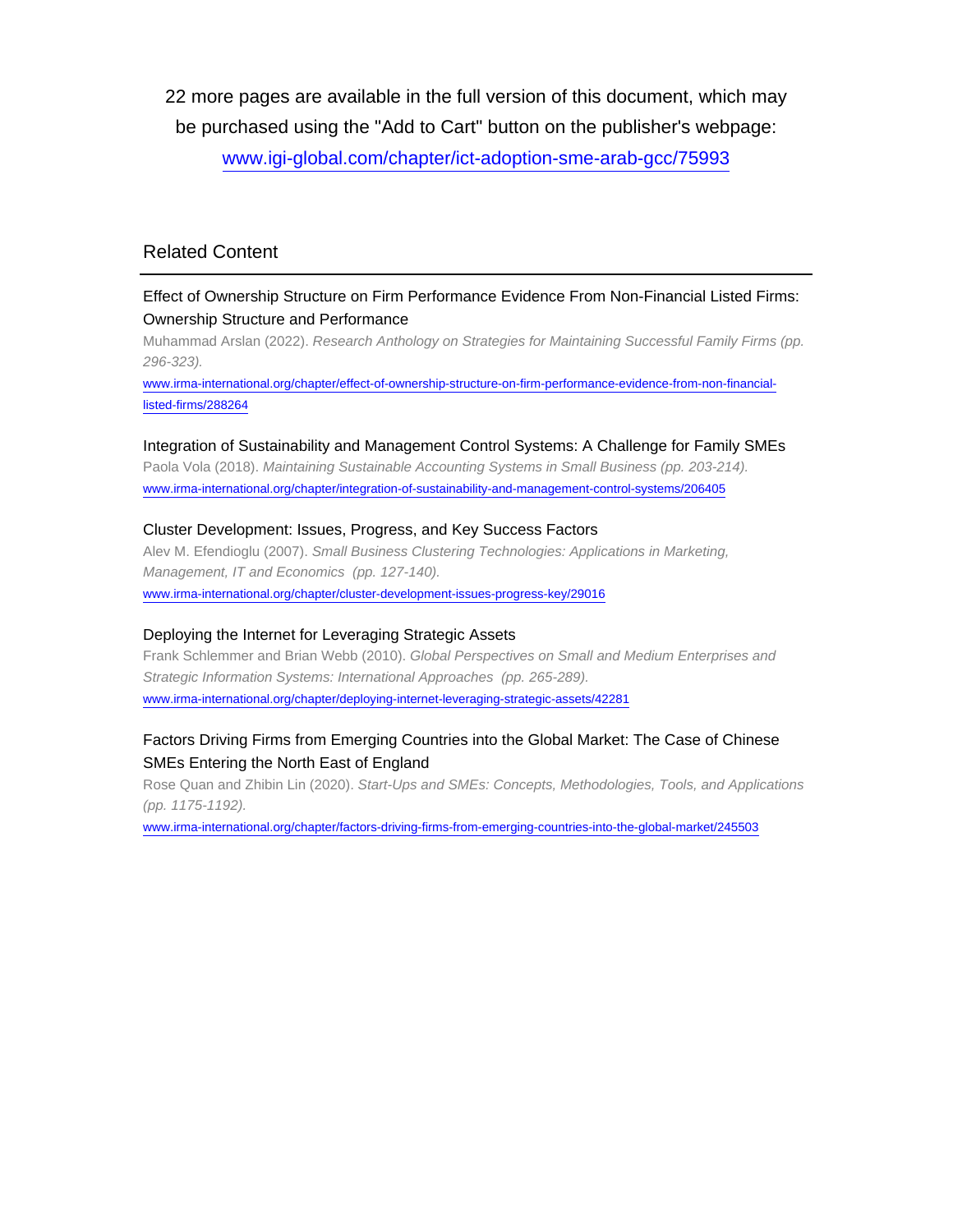22 more pages are available in the full version of this document, which may be purchased using the "Add to Cart" button on the publisher's webpage: www.igi-global.com/chapter/ict-adoption-sme-arab-gcc/75993

## Related Content

Effect of Ownership Structure on Firm Performance Evidence From Non-Financial Listed Firms: Ownership Structure and Performance
Muhammad Arslan (2022). *Research Anthology on Strategies for Maintaining Successful Family Firms (pp. 296-323).*
www.irma-international.org/chapter/effect-of-ownership-structure-on-firm-performance-evidence-from-non-financial-listed-firms/288264

Integration of Sustainability and Management Control Systems: A Challenge for Family SMEs
Paola Vola (2018). *Maintaining Sustainable Accounting Systems in Small Business (pp. 203-214).*
www.irma-international.org/chapter/integration-of-sustainability-and-management-control-systems/206405

Cluster Development: Issues, Progress, and Key Success Factors
Alev M. Efendioglu (2007). *Small Business Clustering Technologies: Applications in Marketing, Management, IT and Economics (pp. 127-140).*
www.irma-international.org/chapter/cluster-development-issues-progress-key/29016

Deploying the Internet for Leveraging Strategic Assets
Frank Schlemmer and Brian Webb (2010). *Global Perspectives on Small and Medium Enterprises and Strategic Information Systems: International Approaches (pp. 265-289).*
www.irma-international.org/chapter/deploying-internet-leveraging-strategic-assets/42281

Factors Driving Firms from Emerging Countries into the Global Market: The Case of Chinese SMEs Entering the North East of England
Rose Quan and Zhibin Lin (2020). *Start-Ups and SMEs: Concepts, Methodologies, Tools, and Applications (pp. 1175-1192).*
www.irma-international.org/chapter/factors-driving-firms-from-emerging-countries-into-the-global-market/245503